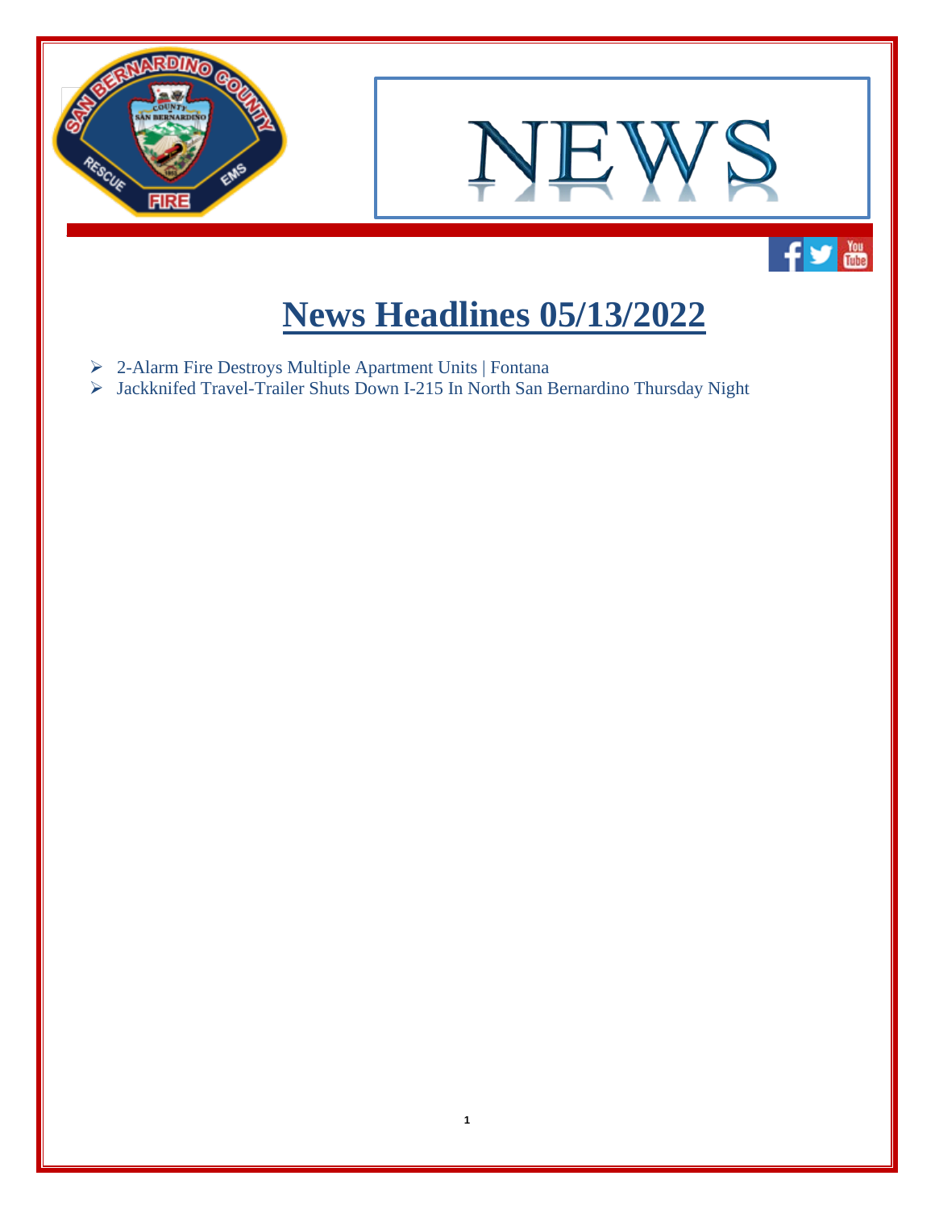NEWS

# News Headlines 05/13/2022

- 2-Alarm Fire Destroys Multiple Apartment Units | Fontana
- Jackknifed Travel-Trailer Shuts Down I-215 In North San Bernardino Thursday Night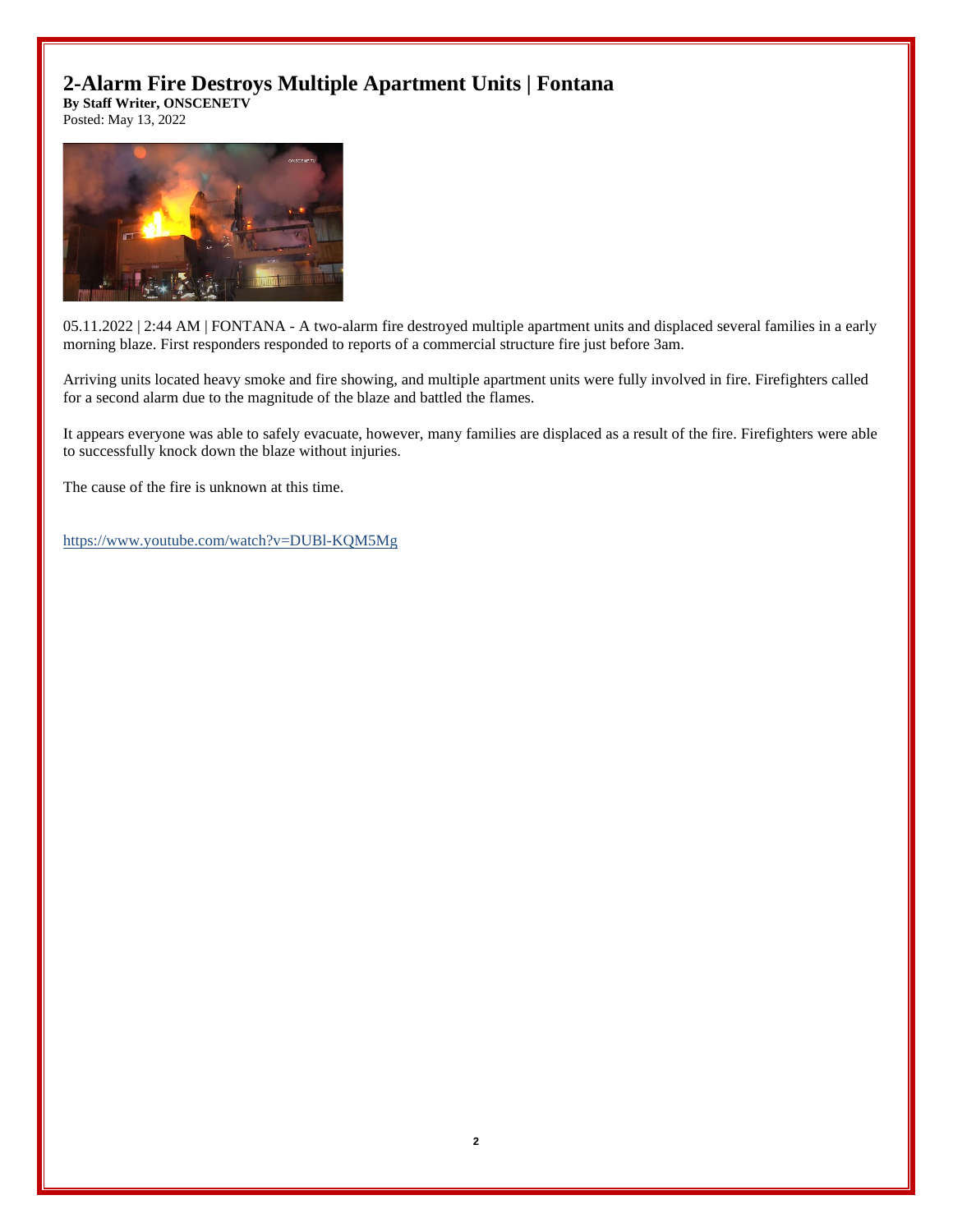# 2-Alarm Fire Destroys Multiple Apartment Units | Fontana

**By Staff Writer, ONSCENETV**
Posted: May 13, 2022

05.11.2022 | 2:44 AM | FONTANA - A two-alarm fire destroyed multiple apartment units and displaced several families in a early morning blaze. First responders responded to reports of a commercial structure fire just before 3am.

Arriving units located heavy smoke and fire showing, and multiple apartment units were fully involved in fire. Firefighters called for a second alarm due to the magnitude of the blaze and battled the flames.

It appears everyone was able to safely evacuate, however, many families are displaced as a result of the fire. Firefighters were able to successfully knock down the blaze without injuries.

The cause of the fire is unknown at this time.

https://www.youtube.com/watch?v=DUBl-KQM5Mg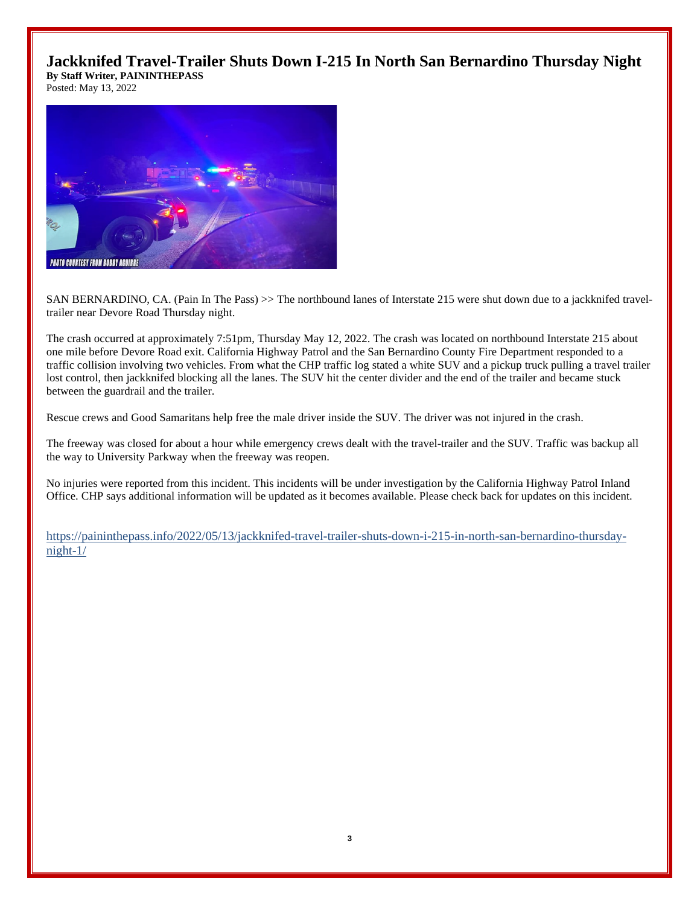# Jackknifed Travel-Trailer Shuts Down I-215 In North San Bernardino Thursday Night

**By Staff Writer, PAININTHEPASS**

Posted: May 13, 2022

PHOTO COURTESY FROM BOBBY AGUIRRE

SAN BERNARDINO, CA. (Pain In The Pass) >> The northbound lanes of Interstate 215 were shut down due to a jackknifed travel-trailer near Devore Road Thursday night.

The crash occurred at approximately 7:51pm, Thursday May 12, 2022. The crash was located on northbound Interstate 215 about one mile before Devore Road exit. California Highway Patrol and the San Bernardino County Fire Department responded to a traffic collision involving two vehicles. From what the CHP traffic log stated a white SUV and a pickup truck pulling a travel trailer lost control, then jackknifed blocking all the lanes. The SUV hit the center divider and the end of the trailer and became stuck between the guardrail and the trailer.

Rescue crews and Good Samaritans help free the male driver inside the SUV. The driver was not injured in the crash.

The freeway was closed for about a hour while emergency crews dealt with the travel-trailer and the SUV. Traffic was backup all the way to University Parkway when the freeway was reopen.

No injuries were reported from this incident. This incidents will be under investigation by the California Highway Patrol Inland Office. CHP says additional information will be updated as it becomes available. Please check back for updates on this incident.

https://paininthepass.info/2022/05/13/jackknifed-travel-trailer-shuts-down-i-215-in-north-san-bernardino-thursday-night-1/